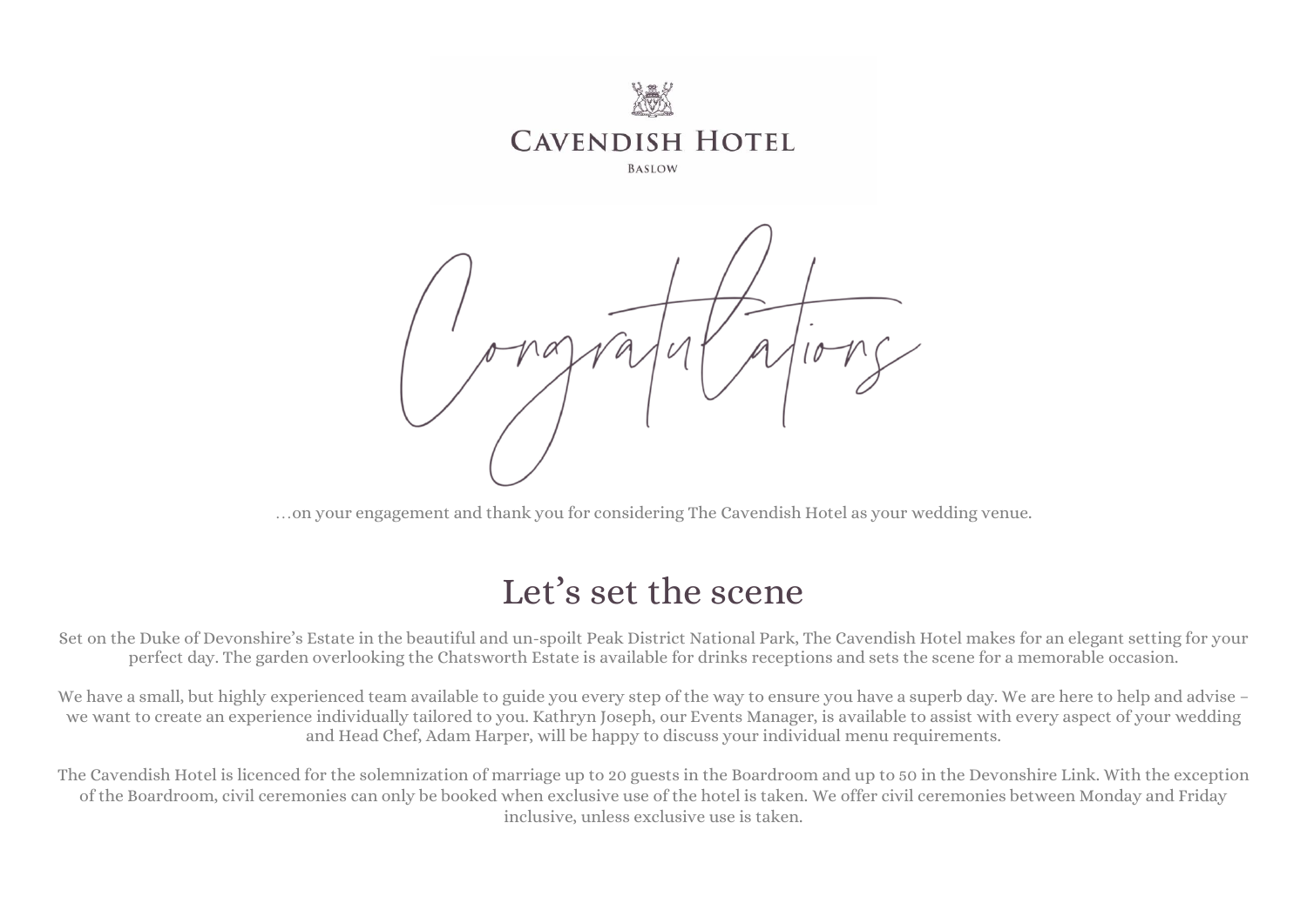CAVENDISH HOTEL

BASLOW

# Congratulations

…on your engagement and thank you for considering The Cavendish Hotel as your wedding venue.

## Let's set the scene

Set on the Duke of Devonshire's Estate in the beautiful and un-spoilt Peak District National Park, The Cavendish Hotel makes for an elegant setting for your perfect day. The garden overlooking the Chatsworth Estate is available for drinks receptions and sets the scene for a memorable occasion.

We have a small, but highly experienced team available to guide you every step of the way to ensure you have a superb day. We are here to help and advise – we want to create an experience individually tailored to you. Kathryn Joseph, our Events Manager, is available to assist with every aspect of your wedding and Head Chef, Adam Harper, will be happy to discuss your individual menu requirements.

The Cavendish Hotel is licenced for the solemnization of marriage up to 20 guests in the Boardroom and up to 50 in the Devonshire Link. With the exception of the Boardroom, civil ceremonies can only be booked when exclusive use of the hotel is taken. We offer civil ceremonies between Monday and Friday inclusive, unless exclusive use is taken.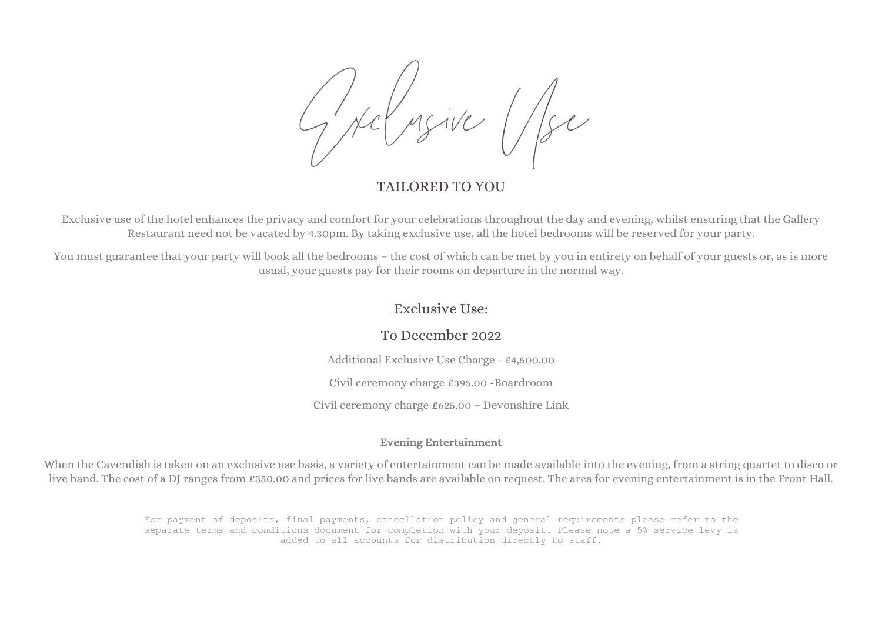# Exclusive Use

## TAILORED TO YOU

Exclusive use of the hotel enhances the privacy and comfort for your celebrations throughout the day and evening, whilst ensuring that the Gallery Restaurant need not be vacated by 4.30pm. By taking exclusive use, all the hotel bedrooms will be reserved for your party.

You must guarantee that your party will book all the bedrooms – the cost of which can be met by you in entirety on behalf of your guests or, as is more usual, your guests pay for their rooms on departure in the normal way.

## Exclusive Use:

## To December 2022

Additional Exclusive Use Charge - £4,500.00

Civil ceremony charge £395.00 -Boardroom

Civil ceremony charge £625.00 – Devonshire Link

### Evening Entertainment

When the Cavendish is taken on an exclusive use basis, a variety of entertainment can be made available into the evening, from a string quartet to disco or live band. The cost of a DJ ranges from £350.00 and prices for live bands are available on request. The area for evening entertainment is in the Front Hall.

For payment of deposits, final payments, cancellation policy and general requirements please refer to the separate terms and conditions document for completion with your deposit. Please note a 5% service levy is added to all accounts for distribution directly to staff.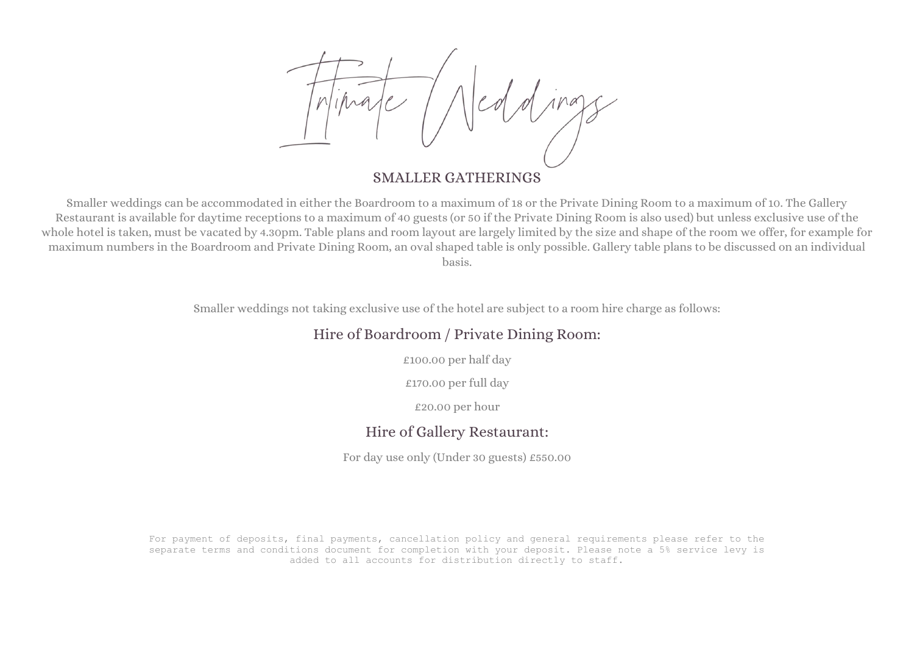# Intimate Weddings

## SMALLER GATHERINGS

Smaller weddings can be accommodated in either the Boardroom to a maximum of 18 or the Private Dining Room to a maximum of 10. The Gallery Restaurant is available for daytime receptions to a maximum of 40 guests (or 50 if the Private Dining Room is also used) but unless exclusive use of the whole hotel is taken, must be vacated by 4.30pm. Table plans and room layout are largely limited by the size and shape of the room we offer, for example for maximum numbers in the Boardroom and Private Dining Room, an oval shaped table is only possible. Gallery table plans to be discussed on an individual basis.

Smaller weddings not taking exclusive use of the hotel are subject to a room hire charge as follows:

### Hire of Boardroom / Private Dining Room:

£100.00 per half day

£170.00 per full day

£20.00 per hour

### Hire of Gallery Restaurant:

For day use only (Under 30 guests) £550.00

For payment of deposits, final payments, cancellation policy and general requirements please refer to the separate terms and conditions document for completion with your deposit. Please note a 5% service levy is added to all accounts for distribution directly to staff.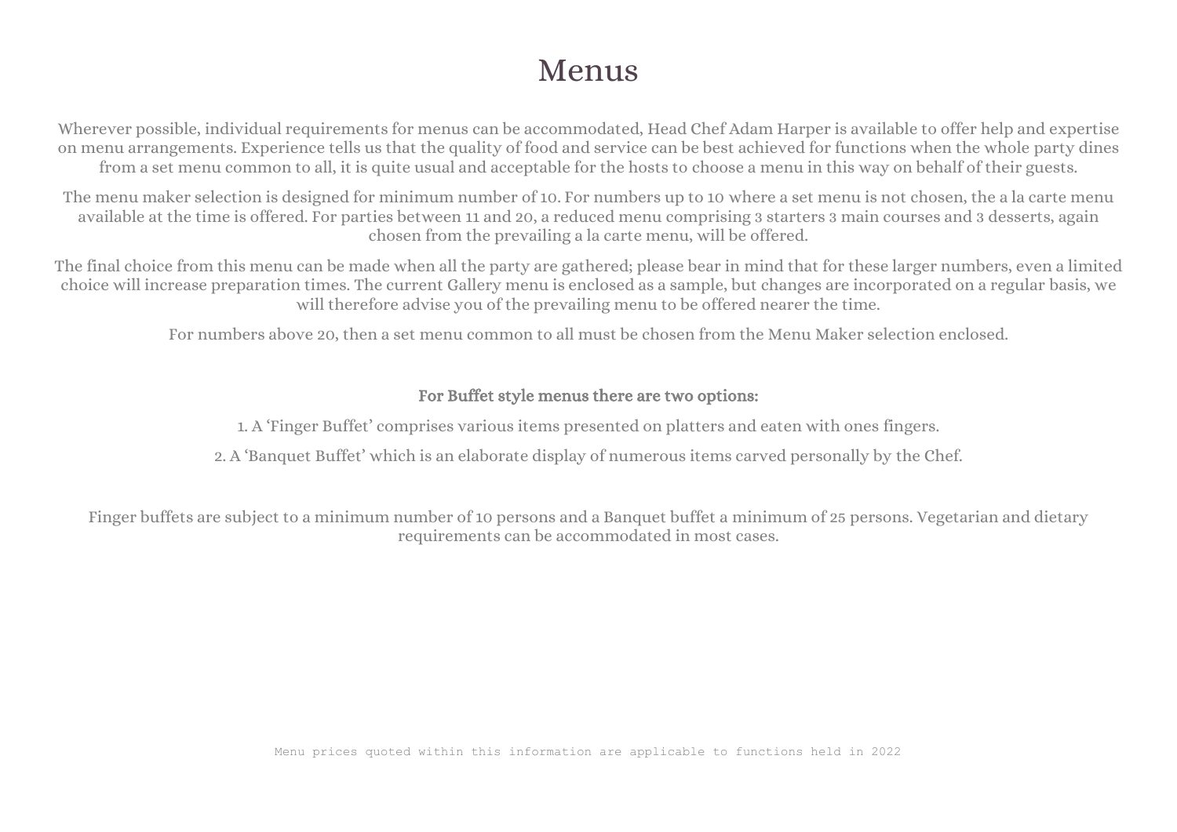# Menus

Wherever possible, individual requirements for menus can be accommodated, Head Chef Adam Harper is available to offer help and expertise on menu arrangements. Experience tells us that the quality of food and service can be best achieved for functions when the whole party dines from a set menu common to all, it is quite usual and acceptable for the hosts to choose a menu in this way on behalf of their guests.

The menu maker selection is designed for minimum number of 10. For numbers up to 10 where a set menu is not chosen, the a la carte menu available at the time is offered. For parties between 11 and 20, a reduced menu comprising 3 starters 3 main courses and 3 desserts, again chosen from the prevailing a la carte menu, will be offered.

The final choice from this menu can be made when all the party are gathered; please bear in mind that for these larger numbers, even a limited choice will increase preparation times. The current Gallery menu is enclosed as a sample, but changes are incorporated on a regular basis, we will therefore advise you of the prevailing menu to be offered nearer the time.

For numbers above 20, then a set menu common to all must be chosen from the Menu Maker selection enclosed.

**For Buffet style menus there are two options:**

1. A 'Finger Buffet' comprises various items presented on platters and eaten with ones fingers.
2. A 'Banquet Buffet' which is an elaborate display of numerous items carved personally by the Chef.

Finger buffets are subject to a minimum number of 10 persons and a Banquet buffet a minimum of 25 persons. Vegetarian and dietary requirements can be accommodated in most cases.

Menu prices quoted within this information are applicable to functions held in 2022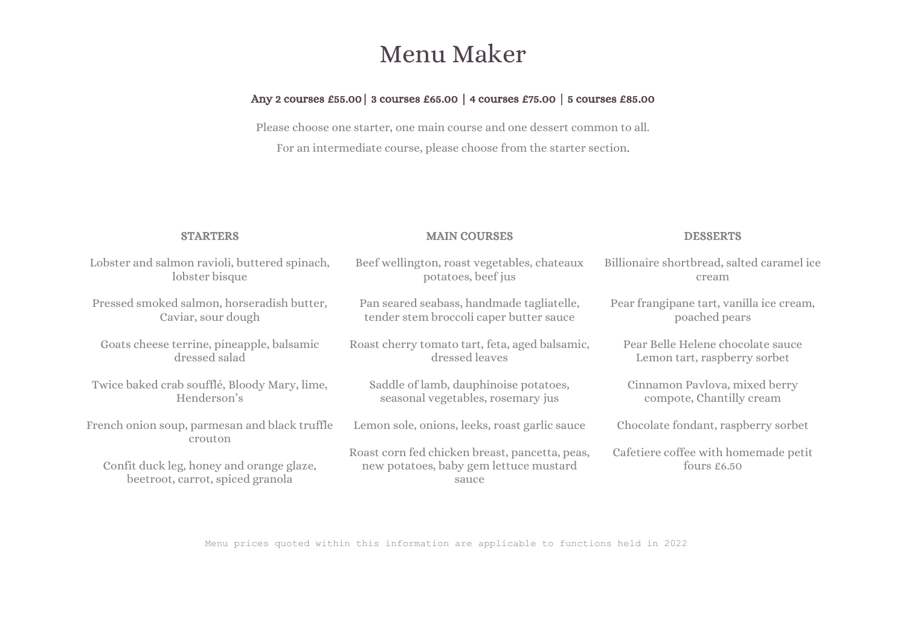# Menu Maker

**Any 2 courses £55.00 | 3 courses £65.00 | 4 courses £75.00 | 5 courses £85.00**

Please choose one starter, one main course and one dessert common to all.

For an intermediate course, please choose from the starter section.

## STARTERS

Lobster and salmon ravioli, buttered spinach, lobster bisque

Pressed smoked salmon, horseradish butter, Caviar, sour dough

Goats cheese terrine, pineapple, balsamic dressed salad

Twice baked crab soufflé, Bloody Mary, lime, Henderson's

French onion soup, parmesan and black truffle crouton

Confit duck leg, honey and orange glaze, beetroot, carrot, spiced granola

## MAIN COURSES

Beef wellington, roast vegetables, chateaux potatoes, beef jus

Pan seared seabass, handmade tagliatelle, tender stem broccoli caper butter sauce

Roast cherry tomato tart, feta, aged balsamic, dressed leaves

Saddle of lamb, dauphinoise potatoes, seasonal vegetables, rosemary jus

Lemon sole, onions, leeks, roast garlic sauce

Roast corn fed chicken breast, pancetta, peas, new potatoes, baby gem lettuce mustard sauce

## DESSERTS

Billionaire shortbread, salted caramel ice cream

Pear frangipane tart, vanilla ice cream, poached pears

Pear Belle Helene chocolate sauce
Lemon tart, raspberry sorbet

Cinnamon Pavlova, mixed berry compote, Chantilly cream

Chocolate fondant, raspberry sorbet

Cafetiere coffee with homemade petit fours £6.50

Menu prices quoted within this information are applicable to functions held in 2022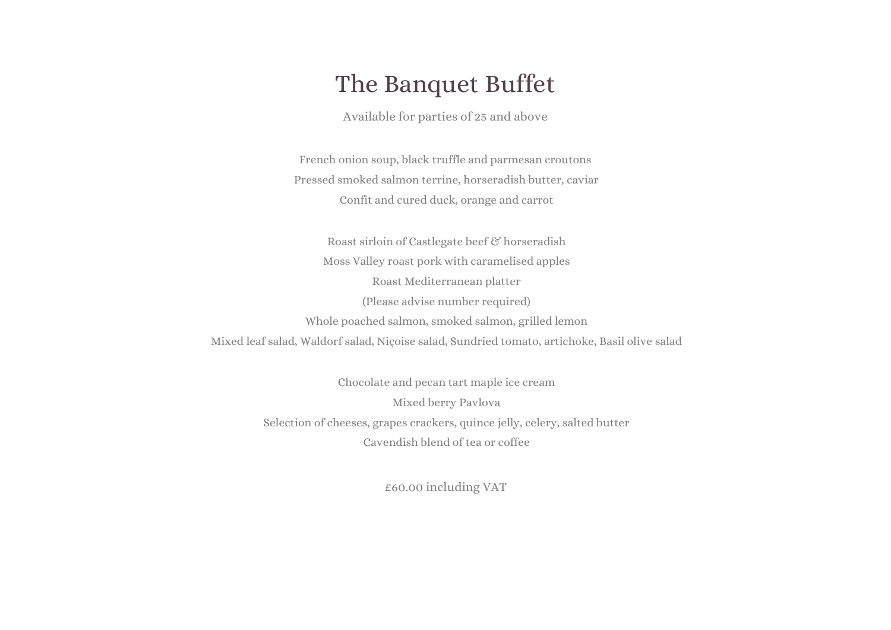# The Banquet Buffet

Available for parties of 25 and above

French onion soup, black truffle and parmesan croutons

Pressed smoked salmon terrine, horseradish butter, caviar

Confit and cured duck, orange and carrot

Roast sirloin of Castlegate beef & horseradish

Moss Valley roast pork with caramelised apples

Roast Mediterranean platter

(Please advise number required)

Whole poached salmon, smoked salmon, grilled lemon

Mixed leaf salad, Waldorf salad, Niçoise salad, Sundried tomato, artichoke, Basil olive salad

Chocolate and pecan tart maple ice cream

Mixed berry Pavlova

Selection of cheeses, grapes crackers, quince jelly, celery, salted butter

Cavendish blend of tea or coffee

£60.00 including VAT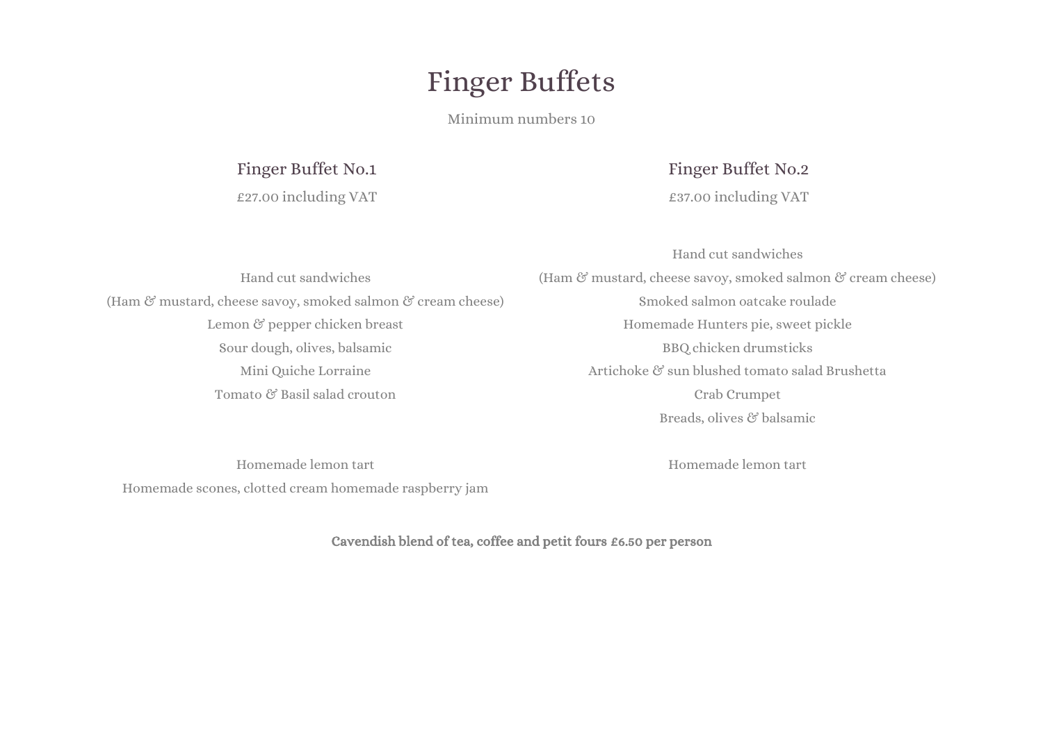# Finger Buffets

Minimum numbers 10

## Finger Buffet No.1

£27.00 including VAT

Hand cut sandwiches

(Ham & mustard, cheese savoy, smoked salmon & cream cheese)

Lemon & pepper chicken breast

Sour dough, olives, balsamic

Mini Quiche Lorraine

Tomato & Basil salad crouton

Homemade lemon tart

Homemade scones, clotted cream homemade raspberry jam

## Finger Buffet No.2

£37.00 including VAT

Hand cut sandwiches

(Ham & mustard, cheese savoy, smoked salmon & cream cheese)

Smoked salmon oatcake roulade

Homemade Hunters pie, sweet pickle

BBQ chicken drumsticks

Artichoke & sun blushed tomato salad Brushetta

Crab Crumpet

Breads, olives & balsamic

Homemade lemon tart

**Cavendish blend of tea, coffee and petit fours £6.50 per person**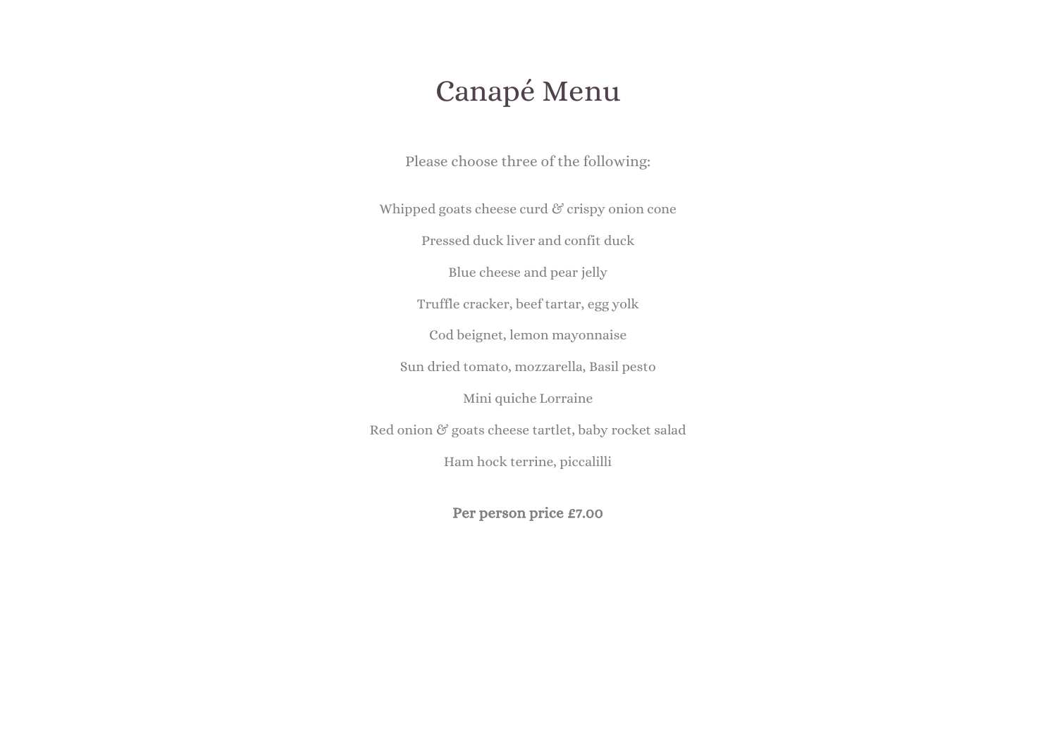# Canapé Menu

Please choose three of the following:

Whipped goats cheese curd & crispy onion cone

Pressed duck liver and confit duck

Blue cheese and pear jelly

Truffle cracker, beef tartar, egg yolk

Cod beignet, lemon mayonnaise

Sun dried tomato, mozzarella, Basil pesto

Mini quiche Lorraine

Red onion & goats cheese tartlet, baby rocket salad

Ham hock terrine, piccalilli

**Per person price £7.00**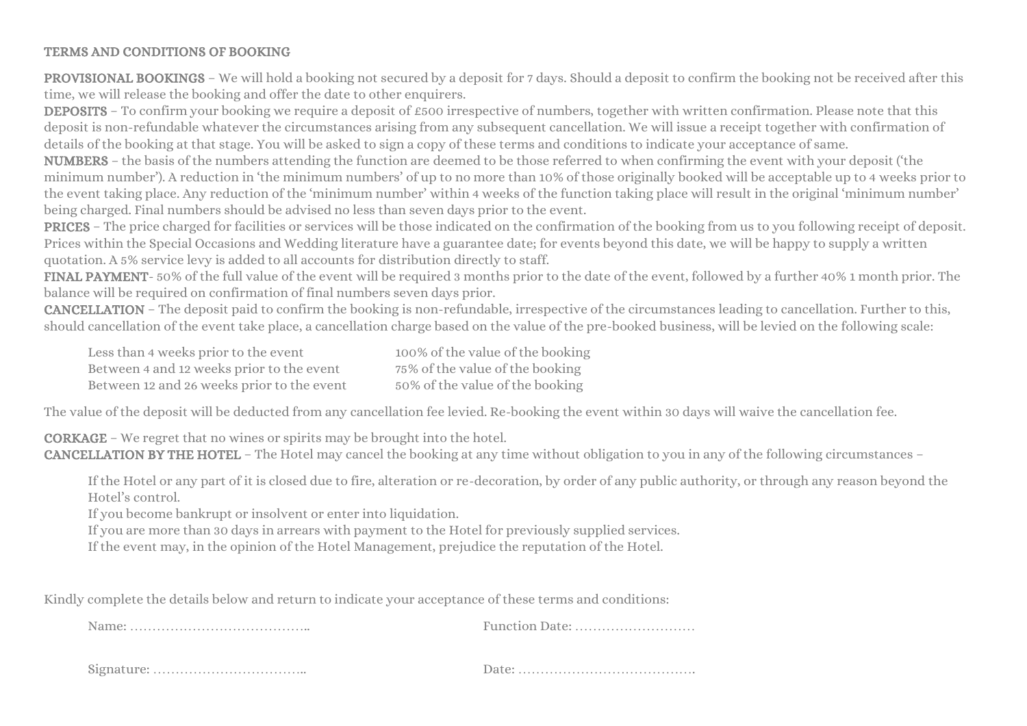## TERMS AND CONDITIONS OF BOOKING

**PROVISIONAL BOOKINGS** – We will hold a booking not secured by a deposit for 7 days. Should a deposit to confirm the booking not be received after this time, we will release the booking and offer the date to other enquirers.

**DEPOSITS** – To confirm your booking we require a deposit of £500 irrespective of numbers, together with written confirmation. Please note that this deposit is non-refundable whatever the circumstances arising from any subsequent cancellation. We will issue a receipt together with confirmation of details of the booking at that stage. You will be asked to sign a copy of these terms and conditions to indicate your acceptance of same.

**NUMBERS** – the basis of the numbers attending the function are deemed to be those referred to when confirming the event with your deposit ('the minimum number'). A reduction in 'the minimum numbers' of up to no more than 10% of those originally booked will be acceptable up to 4 weeks prior to the event taking place. Any reduction of the 'minimum number' within 4 weeks of the function taking place will result in the original 'minimum number' being charged. Final numbers should be advised no less than seven days prior to the event.

**PRICES** – The price charged for facilities or services will be those indicated on the confirmation of the booking from us to you following receipt of deposit. Prices within the Special Occasions and Wedding literature have a guarantee date; for events beyond this date, we will be happy to supply a written quotation. A 5% service levy is added to all accounts for distribution directly to staff.

**FINAL PAYMENT**- 50% of the full value of the event will be required 3 months prior to the date of the event, followed by a further 40% 1 month prior. The balance will be required on confirmation of final numbers seven days prior.

**CANCELLATION** – The deposit paid to confirm the booking is non-refundable, irrespective of the circumstances leading to cancellation. Further to this, should cancellation of the event take place, a cancellation charge based on the value of the pre-booked business, will be levied on the following scale:

| | |
|---|---|
| Less than 4 weeks prior to the event | 100% of the value of the booking |
| Between 4 and 12 weeks prior to the event | 75% of the value of the booking |
| Between 12 and 26 weeks prior to the event | 50% of the value of the booking |

The value of the deposit will be deducted from any cancellation fee levied. Re-booking the event within 30 days will waive the cancellation fee.

**CORKAGE** – We regret that no wines or spirits may be brought into the hotel.

**CANCELLATION BY THE HOTEL** – The Hotel may cancel the booking at any time without obligation to you in any of the following circumstances –

If the Hotel or any part of it is closed due to fire, alteration or re-decoration, by order of any public authority, or through any reason beyond the Hotel's control.
If you become bankrupt or insolvent or enter into liquidation.
If you are more than 30 days in arrears with payment to the Hotel for previously supplied services.
If the event may, in the opinion of the Hotel Management, prejudice the reputation of the Hotel.

Kindly complete the details below and return to indicate your acceptance of these terms and conditions:

Name: ……………………………………..  Function Date: ………………………

Signature: ……………………………..  Date: ………………………………….